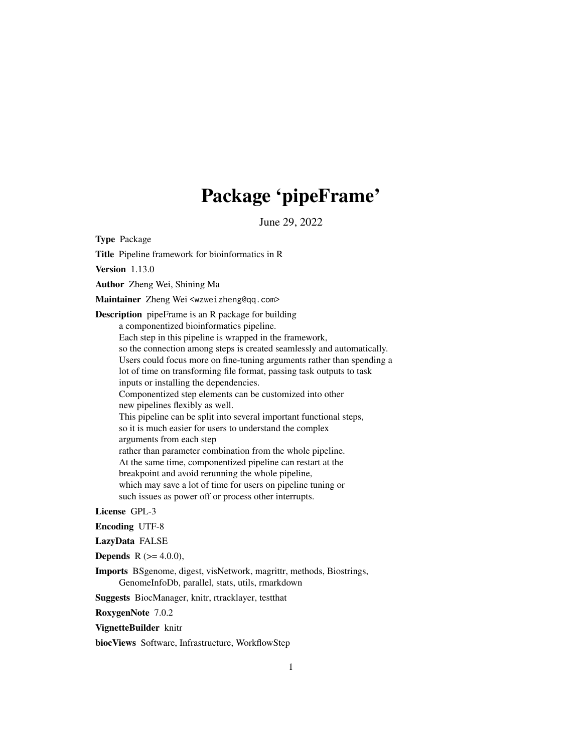# Package 'pipeFrame'

June 29, 2022

**Type** Package

**Title** Pipeline framework for bioinformatics in R

**Version** 1.13.0

**Author** Zheng Wei, Shining Ma

**Maintainer** Zheng Wei <wzweizheng@qq.com>

**Description** pipeFrame is an R package for building a componentized bioinformatics pipeline. Each step in this pipeline is wrapped in the framework, so the connection among steps is created seamlessly and automatically. Users could focus more on fine-tuning arguments rather than spending a lot of time on transforming file format, passing task outputs to task inputs or installing the dependencies. Componentized step elements can be customized into other new pipelines flexibly as well. This pipeline can be split into several important functional steps, so it is much easier for users to understand the complex arguments from each step rather than parameter combination from the whole pipeline. At the same time, componentized pipeline can restart at the breakpoint and avoid rerunning the whole pipeline, which may save a lot of time for users on pipeline tuning or such issues as power off or process other interrupts.

**License** GPL-3

**Encoding** UTF-8

**LazyData** FALSE

**Depends** R (>= 4.0.0),

**Imports** BSgenome, digest, visNetwork, magrittr, methods, Biostrings, GenomeInfoDb, parallel, stats, utils, rmarkdown

**Suggests** BiocManager, knitr, rtracklayer, testthat

**RoxygenNote** 7.0.2

**VignetteBuilder** knitr

**biocViews** Software, Infrastructure, WorkflowStep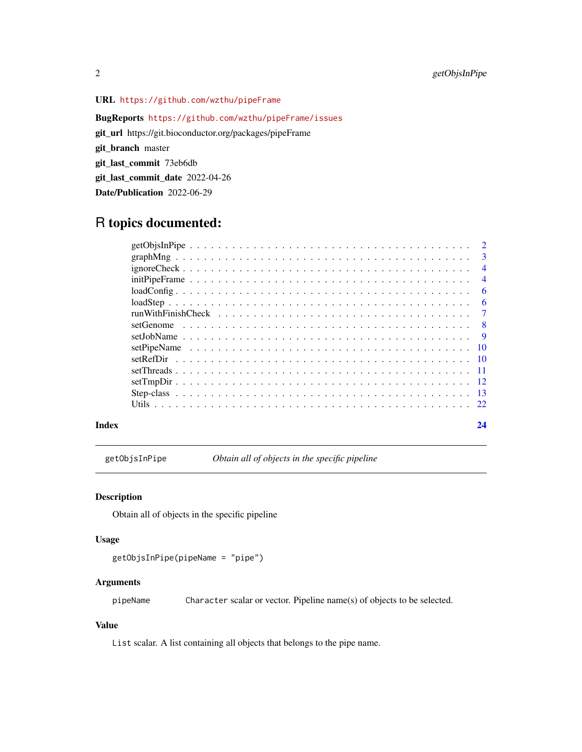**URL** https://github.com/wzthu/pipeFrame

**BugReports** https://github.com/wzthu/pipeFrame/issues

**git_url** https://git.bioconductor.org/packages/pipeFrame

**git_branch** master

**git_last_commit** 73eb6db

**git_last_commit_date** 2022-04-26

**Date/Publication** 2022-06-29

# R topics documented:

| | |
|---|---|
| getObjsInPipe | 2 |
| graphMng | 3 |
| ignoreCheck | 4 |
| initPipeFrame | 4 |
| loadConfig | 6 |
| loadStep | 6 |
| runWithFinishCheck | 7 |
| setGenome | 8 |
| setJobName | 9 |
| setPipeName | 10 |
| setRefDir | 10 |
| setThreads | 11 |
| setTmpDir | 12 |
| Step-class | 13 |
| Utils | 22 |

**Index** 24

---

getObjsInPipe — *Obtain all of objects in the specific pipeline*

---

### Description

Obtain all of objects in the specific pipeline

### Usage

```
getObjsInPipe(pipeName = "pipe")
```

### Arguments

| | |
|---|---|
| pipeName | `Character` scalar or vector. Pipeline name(s) of objects to be selected. |

### Value

`List` scalar. A list containing all objects that belongs to the pipe name.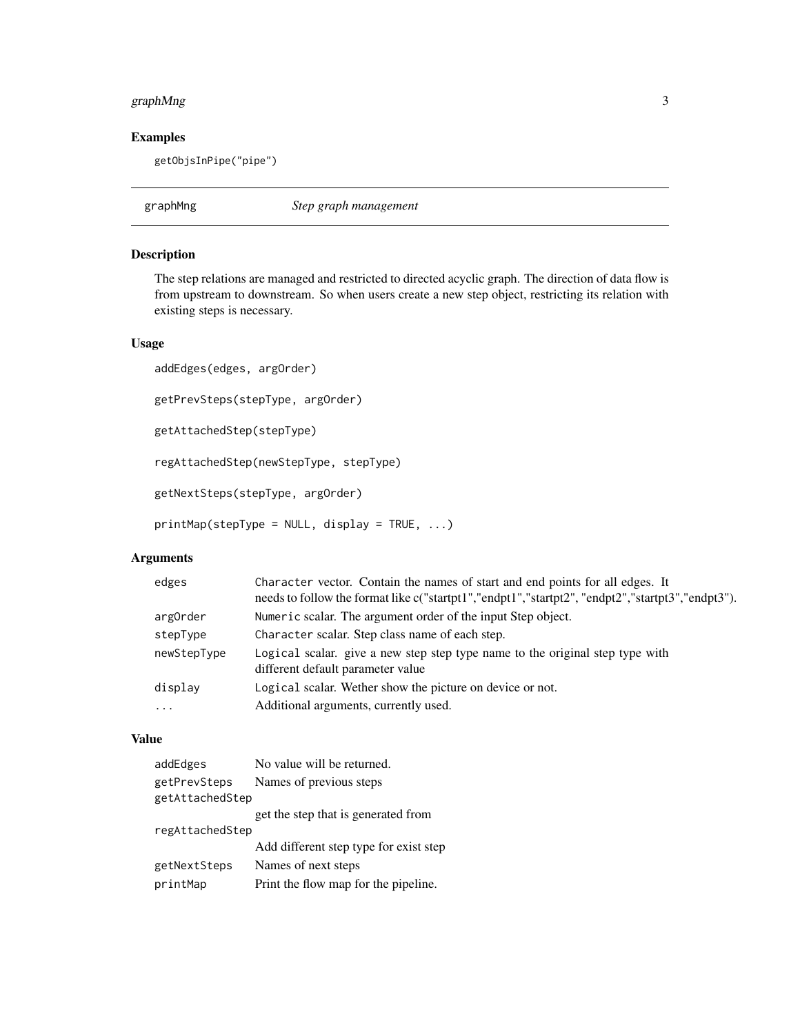## Examples

```
getObjsInPipe("pipe")
```

---

# graphMng *Step graph management*

---

## Description

The step relations are managed and restricted to directed acyclic graph. The direction of data flow is from upstream to downstream. So when users create a new step object, restricting its relation with existing steps is necessary.

## Usage

```
addEdges(edges, argOrder)

getPrevSteps(stepType, argOrder)

getAttachedStep(stepType)

regAttachedStep(newStepType, stepType)

getNextSteps(stepType, argOrder)

printMap(stepType = NULL, display = TRUE, ...)
```

## Arguments

| | |
|---|---|
| `edges` | `Character` vector. Contain the names of start and end points for all edges. It needs to follow the format like c("startpt1","endpt1","startpt2", "endpt2","startpt3","endpt3"). |
| `argOrder` | `Numeric` scalar. The argument order of the input Step object. |
| `stepType` | `Character` scalar. Step class name of each step. |
| `newStepType` | `Logical` scalar. give a new step step type name to the original step type with different default parameter value |
| `display` | `Logical` scalar. Wether show the picture on device or not. |
| `...` | Additional arguments, currently used. |

## Value

| | |
|---|---|
| `addEdges` | No value will be returned. |
| `getPrevSteps` | Names of previous steps |
| `getAttachedStep` | get the step that is generated from |
| `regAttachedStep` | Add different step type for exist step |
| `getNextSteps` | Names of next steps |
| `printMap` | Print the flow map for the pipeline. |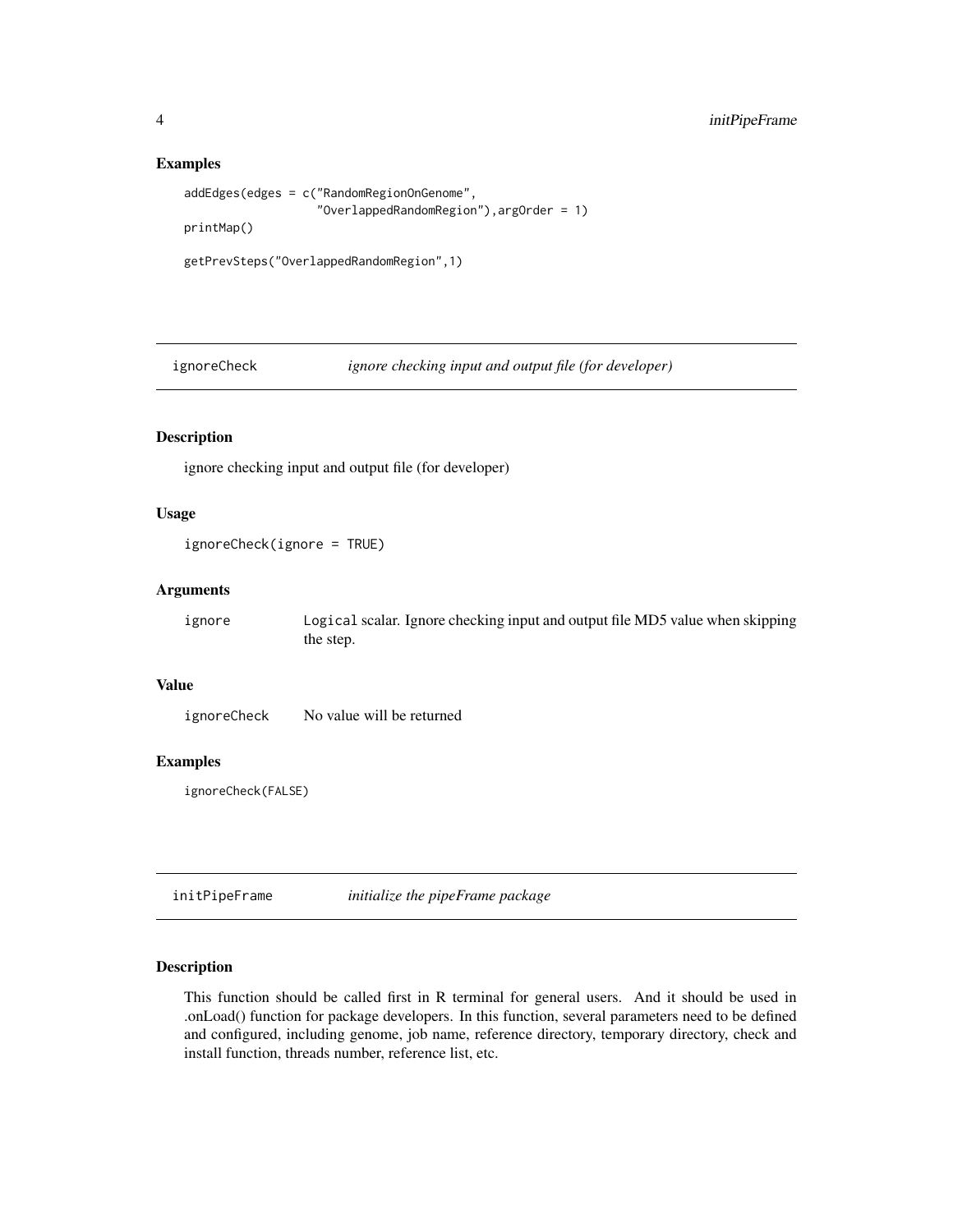## Examples

```
addEdges(edges = c("RandomRegionOnGenome",
                   "OverlappedRandomRegion"),argOrder = 1)
printMap()

getPrevSteps("OverlappedRandomRegion",1)
```

---

# ignoreCheck &nbsp;&nbsp;&nbsp;&nbsp; *ignore checking input and output file (for developer)*

---

## Description

ignore checking input and output file (for developer)

## Usage

```
ignoreCheck(ignore = TRUE)
```

## Arguments

| | |
|---|---|
| ignore | `Logical` scalar. Ignore checking input and output file MD5 value when skipping the step. |

## Value

| | |
|---|---|
| ignoreCheck | No value will be returned |

## Examples

```
ignoreCheck(FALSE)
```

---

# initPipeFrame &nbsp;&nbsp;&nbsp;&nbsp; *initialize the pipeFrame package*

---

## Description

This function should be called first in R terminal for general users. And it should be used in .onLoad() function for package developers. In this function, several parameters need to be defined and configured, including genome, job name, reference directory, temporary directory, check and install function, threads number, reference list, etc.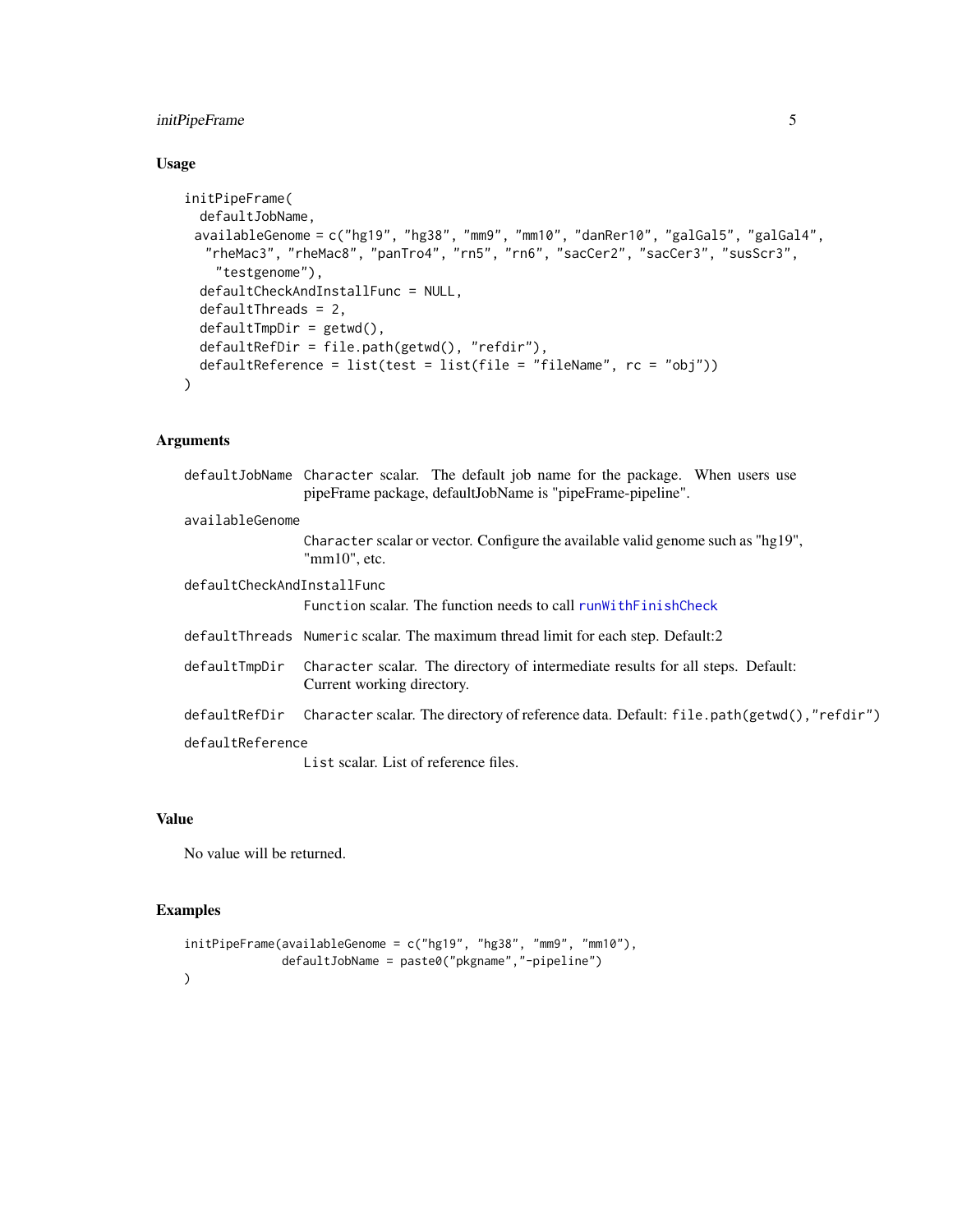## Usage

```
initPipeFrame(
  defaultJobName,
 availableGenome = c("hg19", "hg38", "mm9", "mm10", "danRer10", "galGal5", "galGal4",
   "rheMac3", "rheMac8", "panTro4", "rn5", "rn6", "sacCer2", "sacCer3", "susScr3",
    "testgenome"),
  defaultCheckAndInstallFunc = NULL,
  defaultThreads = 2,
  defaultTmpDir = getwd(),
  defaultRefDir = file.path(getwd(), "refdir"),
  defaultReference = list(test = list(file = "fileName", rc = "obj"))
)
```

## Arguments

`defaultJobName` `Character` scalar. The default job name for the package. When users use pipeFrame package, defaultJobName is "pipeFrame-pipeline".

`availableGenome` `Character` scalar or vector. Configure the available valid genome such as "hg19", "mm10", etc.

`defaultCheckAndInstallFunc` `Function` scalar. The function needs to call `runWithFinishCheck`

`defaultThreads` `Numeric` scalar. The maximum thread limit for each step. Default:2

`defaultTmpDir` `Character` scalar. The directory of intermediate results for all steps. Default: Current working directory.

`defaultRefDir` `Character` scalar. The directory of reference data. Default: `file.path(getwd(),"refdir")`

`defaultReference` `List` scalar. List of reference files.

## Value

No value will be returned.

## Examples

```
initPipeFrame(availableGenome = c("hg19", "hg38", "mm9", "mm10"),
              defaultJobName = paste0("pkgname","-pipeline")
)
```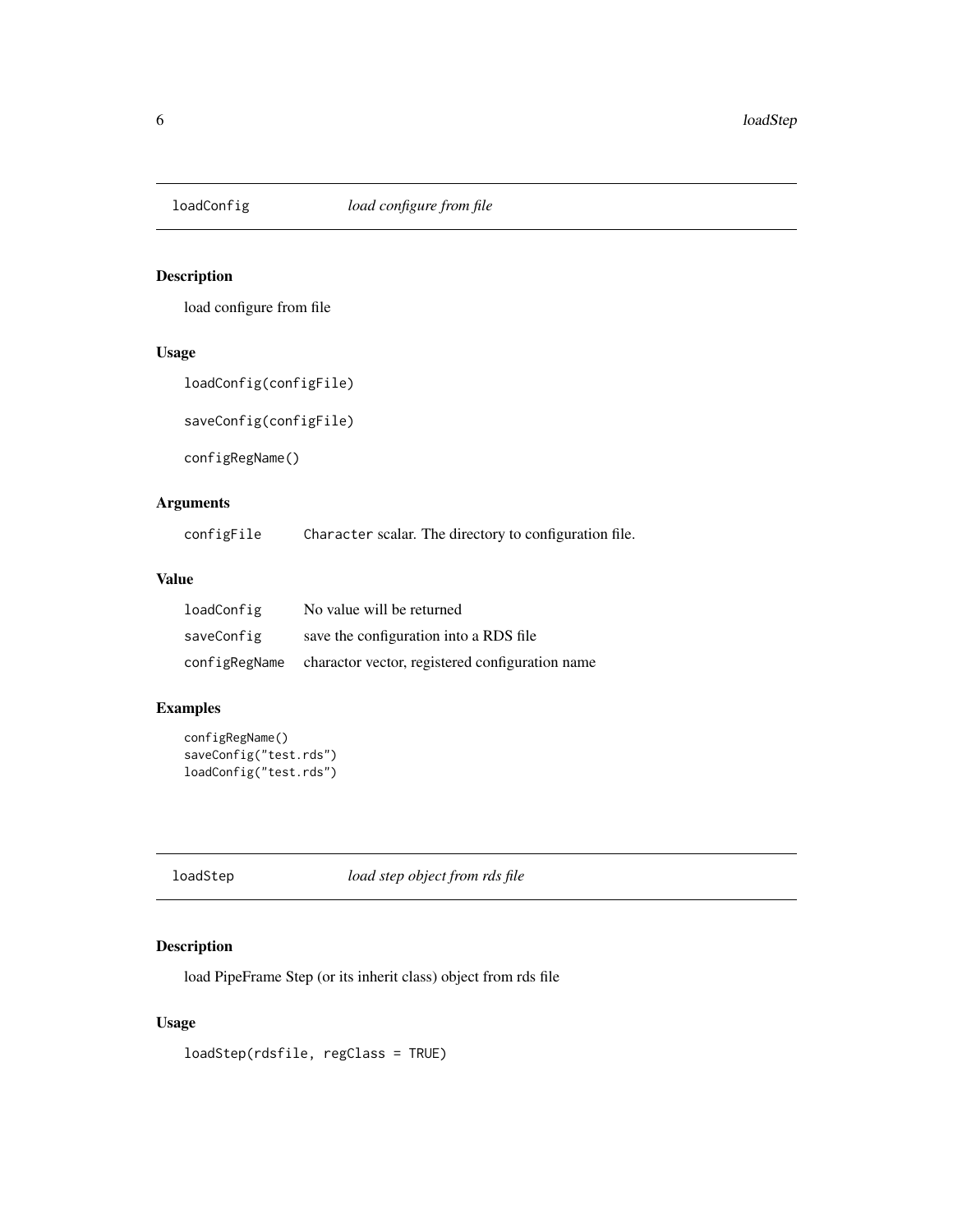## loadConfig *load configure from file*

### Description

load configure from file

### Usage

```
loadConfig(configFile)

saveConfig(configFile)

configRegName()
```

### Arguments

| | |
|---|---|
| configFile | `Character` scalar. The directory to configuration file. |

### Value

| | |
|---|---|
| loadConfig | No value will be returned |
| saveConfig | save the configuration into a RDS file |
| configRegName | charactor vector, registered configuration name |

### Examples

```
configRegName()
saveConfig("test.rds")
loadConfig("test.rds")
```

## loadStep *load step object from rds file*

### Description

load PipeFrame Step (or its inherit class) object from rds file

### Usage

```
loadStep(rdsfile, regClass = TRUE)
```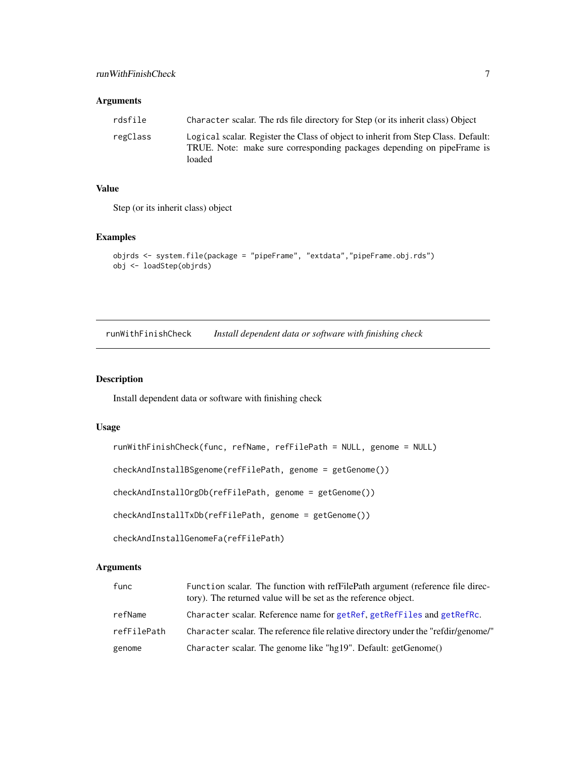### Arguments

| | |
|---|---|
| rdsfile | `Character` scalar. The rds file directory for Step (or its inherit class) Object |
| regClass | `Logical` scalar. Register the Class of object to inherit from Step Class. Default: TRUE. Note: make sure corresponding packages depending on pipeFrame is loaded |

### Value

Step (or its inherit class) object

### Examples

```
objrds <- system.file(package = "pipeFrame", "extdata","pipeFrame.obj.rds")
obj <- loadStep(objrds)
```

---

## runWithFinishCheck *Install dependent data or software with finishing check*

### Description

Install dependent data or software with finishing check

### Usage

```
runWithFinishCheck(func, refName, refFilePath = NULL, genome = NULL)

checkAndInstallBSgenome(refFilePath, genome = getGenome())

checkAndInstallOrgDb(refFilePath, genome = getGenome())

checkAndInstallTxDb(refFilePath, genome = getGenome())

checkAndInstallGenomeFa(refFilePath)
```

### Arguments

| | |
|---|---|
| func | `Function` scalar. The function with refFilePath argument (reference file directory). The returned value will be set as the reference object. |
| refName | `Character` scalar. Reference name for getRef, getRefFiles and getRefRc. |
| refFilePath | `Character` scalar. The reference file relative directory under the "refdir/genome/" |
| genome | `Character` scalar. The genome like "hg19". Default: getGenome() |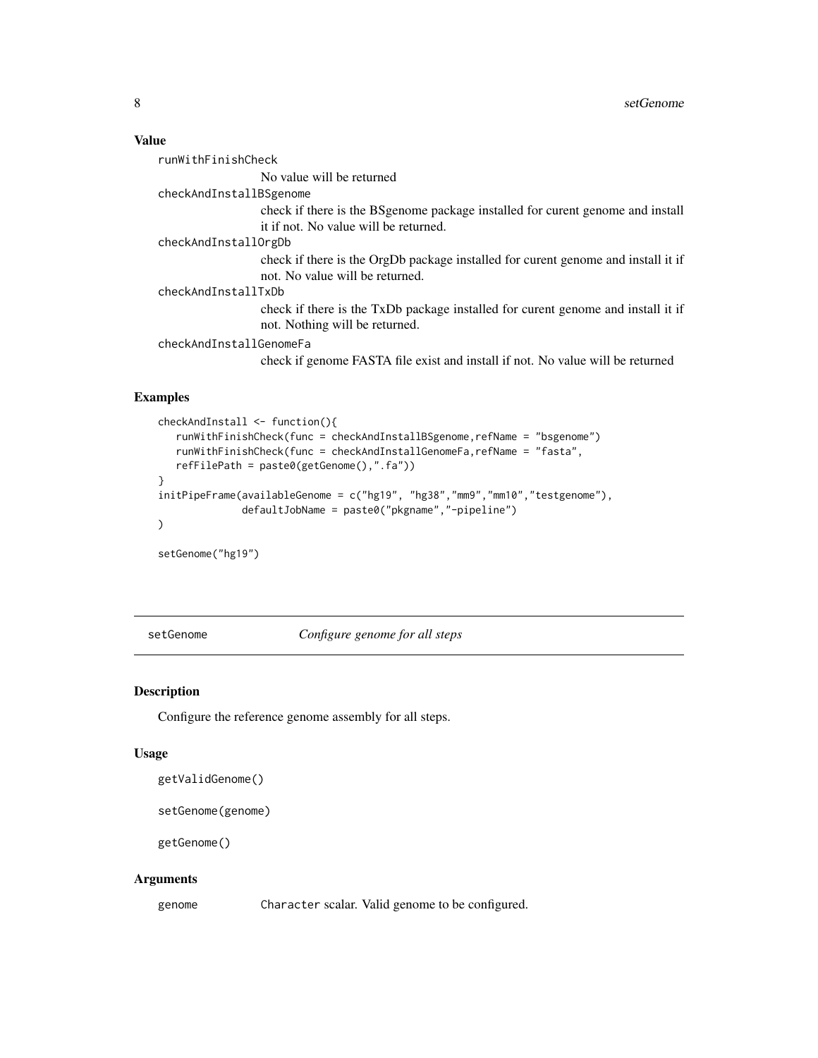## Value

`runWithFinishCheck`
: No value will be returned

`checkAndInstallBSgenome`
: check if there is the BSgenome package installed for curent genome and install it if not. No value will be returned.

`checkAndInstallOrgDb`
: check if there is the OrgDb package installed for curent genome and install it if not. No value will be returned.

`checkAndInstallTxDb`
: check if there is the TxDb package installed for curent genome and install it if not. Nothing will be returned.

`checkAndInstallGenomeFa`
: check if genome FASTA file exist and install if not. No value will be returned

## Examples

```
checkAndInstall <- function(){
   runWithFinishCheck(func = checkAndInstallBSgenome,refName = "bsgenome")
   runWithFinishCheck(func = checkAndInstallGenomeFa,refName = "fasta",
   refFilePath = paste0(getGenome(),".fa"))
}
initPipeFrame(availableGenome = c("hg19", "hg38","mm9","mm10","testgenome"),
              defaultJobName = paste0("pkgname","-pipeline")
)

setGenome("hg19")
```

---

# setGenome *Configure genome for all steps*

## Description

Configure the reference genome assembly for all steps.

## Usage

```
getValidGenome()

setGenome(genome)

getGenome()
```

## Arguments

`genome`
: `Character` scalar. Valid genome to be configured.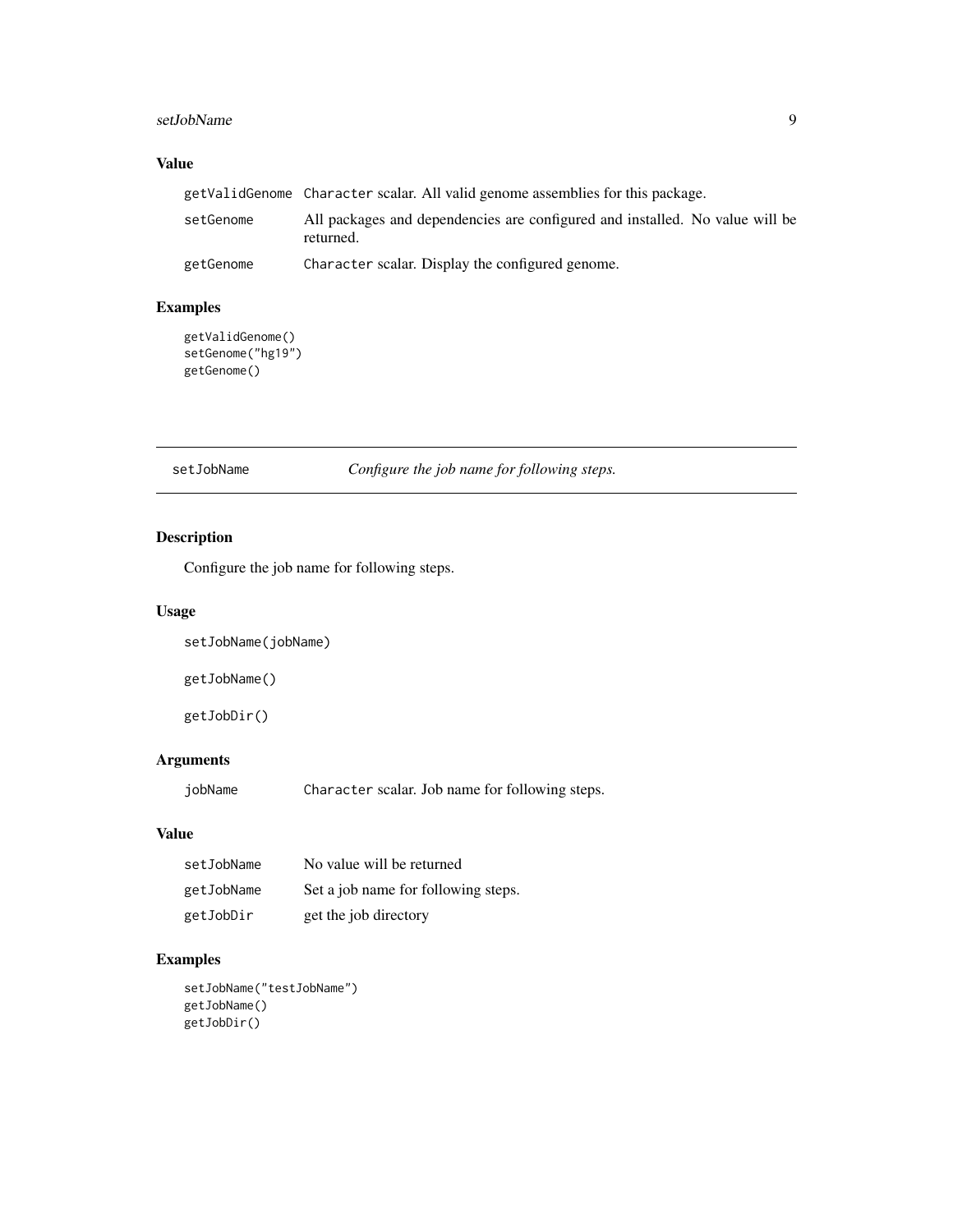### Value

| | |
|---|---|
| getValidGenome | Character scalar. All valid genome assemblies for this package. |
| setGenome | All packages and dependencies are configured and installed. No value will be returned. |
| getGenome | Character scalar. Display the configured genome. |

### Examples

```
getValidGenome()
setGenome("hg19")
getGenome()
```

---

## setJobName    *Configure the job name for following steps.*

---

### Description

Configure the job name for following steps.

### Usage

```
setJobName(jobName)

getJobName()

getJobDir()
```

### Arguments

| | |
|---|---|
| jobName | Character scalar. Job name for following steps. |

### Value

| | |
|---|---|
| setJobName | No value will be returned |
| getJobName | Set a job name for following steps. |
| getJobDir | get the job directory |

### Examples

```
setJobName("testJobName")
getJobName()
getJobDir()
```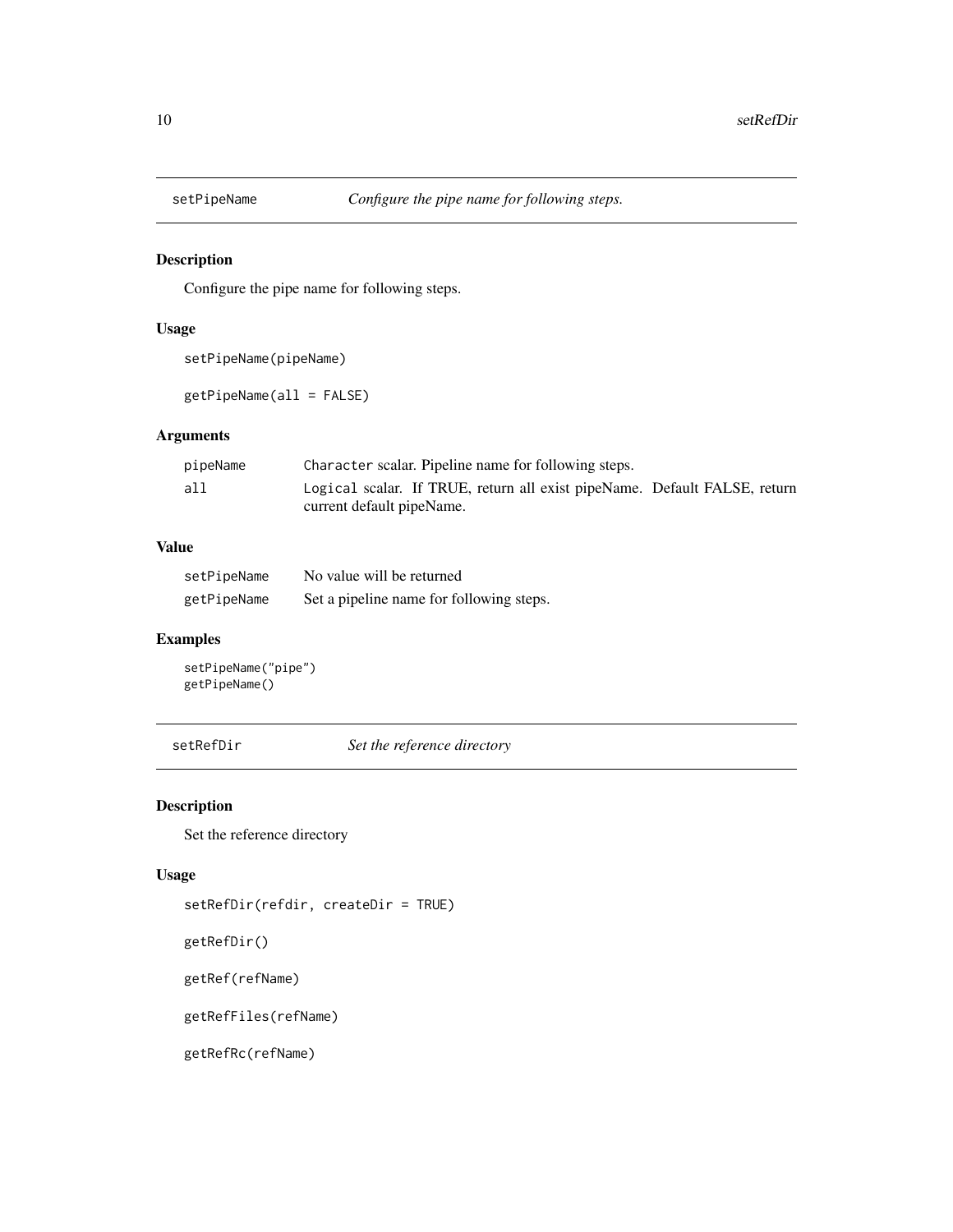## setPipeName — *Configure the pipe name for following steps.*

### Description

Configure the pipe name for following steps.

### Usage

```
setPipeName(pipeName)

getPipeName(all = FALSE)
```

### Arguments

| | |
|---|---|
| pipeName | `Character` scalar. Pipeline name for following steps. |
| all | `Logical` scalar. If TRUE, return all exist pipeName. Default FALSE, return current default pipeName. |

### Value

| | |
|---|---|
| setPipeName | No value will be returned |
| getPipeName | Set a pipeline name for following steps. |

### Examples

```
setPipeName("pipe")
getPipeName()
```

## setRefDir — *Set the reference directory*

### Description

Set the reference directory

### Usage

```
setRefDir(refdir, createDir = TRUE)

getRefDir()

getRef(refName)

getRefFiles(refName)

getRefRc(refName)
```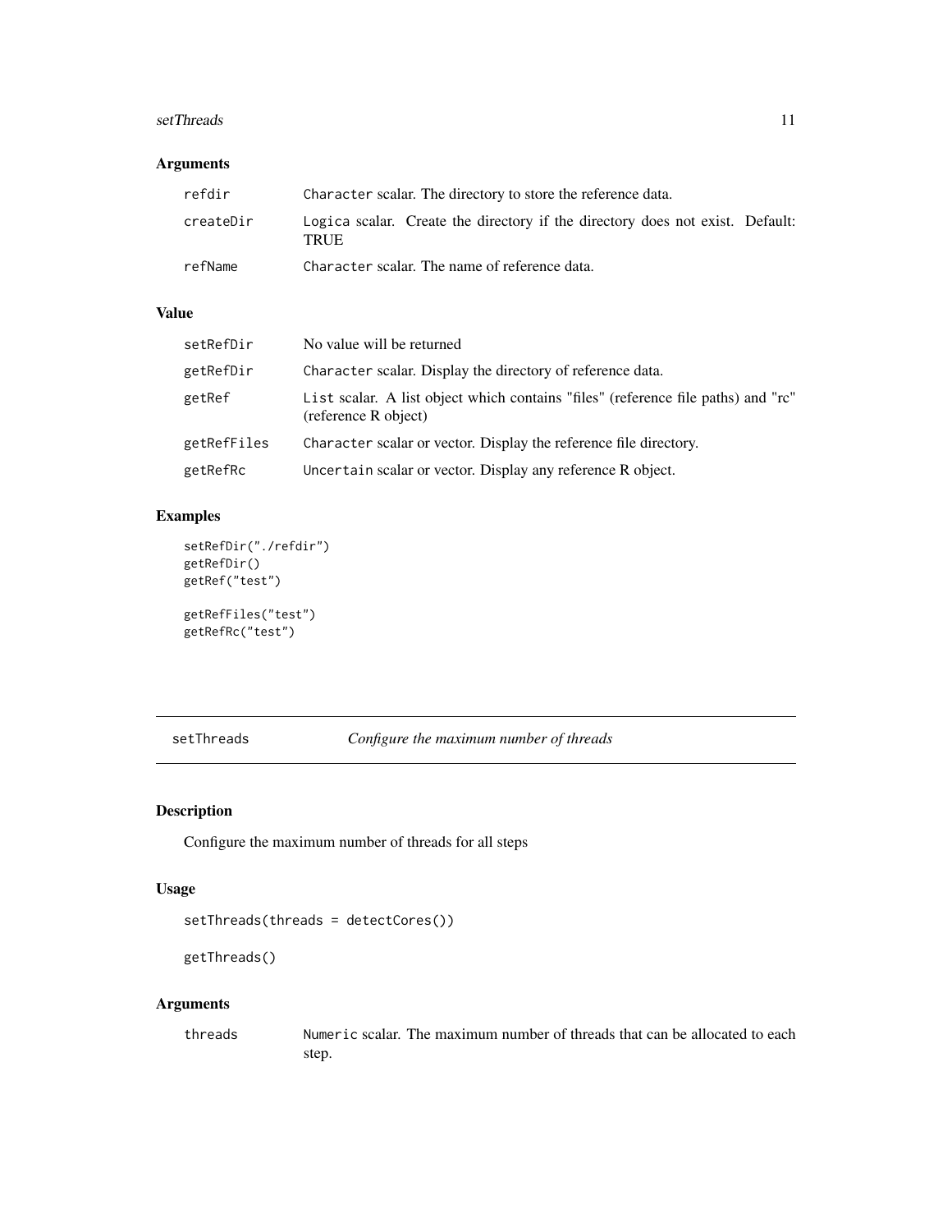## Arguments

| | |
|---|---|
| refdir | `Character` scalar. The directory to store the reference data. |
| createDir | `Logica` scalar. Create the directory if the directory does not exist. Default: TRUE |
| refName | `Character` scalar. The name of reference data. |

## Value

| | |
|---|---|
| setRefDir | No value will be returned |
| getRefDir | `Character` scalar. Display the directory of reference data. |
| getRef | `List` scalar. A list object which contains "files" (reference file paths) and "rc" (reference R object) |
| getRefFiles | `Character` scalar or vector. Display the reference file directory. |
| getRefRc | `Uncertain` scalar or vector. Display any reference R object. |

## Examples

```
setRefDir("./refdir")
getRefDir()
getRef("test")

getRefFiles("test")
getRefRc("test")
```

---

# setThreads — *Configure the maximum number of threads*

## Description

Configure the maximum number of threads for all steps

## Usage

```
setThreads(threads = detectCores())

getThreads()
```

## Arguments

| | |
|---|---|
| threads | `Numeric` scalar. The maximum number of threads that can be allocated to each step. |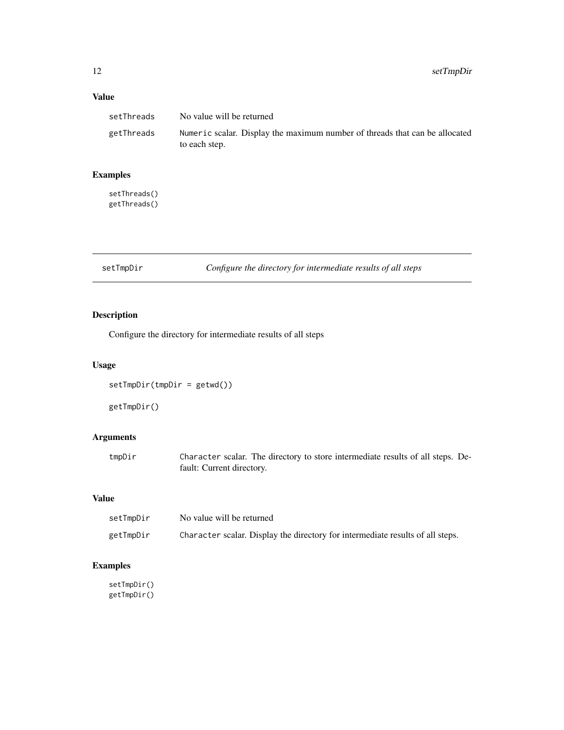## Value

| | |
|---|---|
| setThreads | No value will be returned |
| getThreads | `Numeric` scalar. Display the maximum number of threads that can be allocated to each step. |

## Examples

```
setThreads()
getThreads()
```

---

# setTmpDir — *Configure the directory for intermediate results of all steps*

---

## Description

Configure the directory for intermediate results of all steps

## Usage

```
setTmpDir(tmpDir = getwd())

getTmpDir()
```

## Arguments

| | |
|---|---|
| tmpDir | `Character` scalar. The directory to store intermediate results of all steps. Default: Current directory. |

## Value

| | |
|---|---|
| setTmpDir | No value will be returned |
| getTmpDir | `Character` scalar. Display the directory for intermediate results of all steps. |

## Examples

```
setTmpDir()
getTmpDir()
```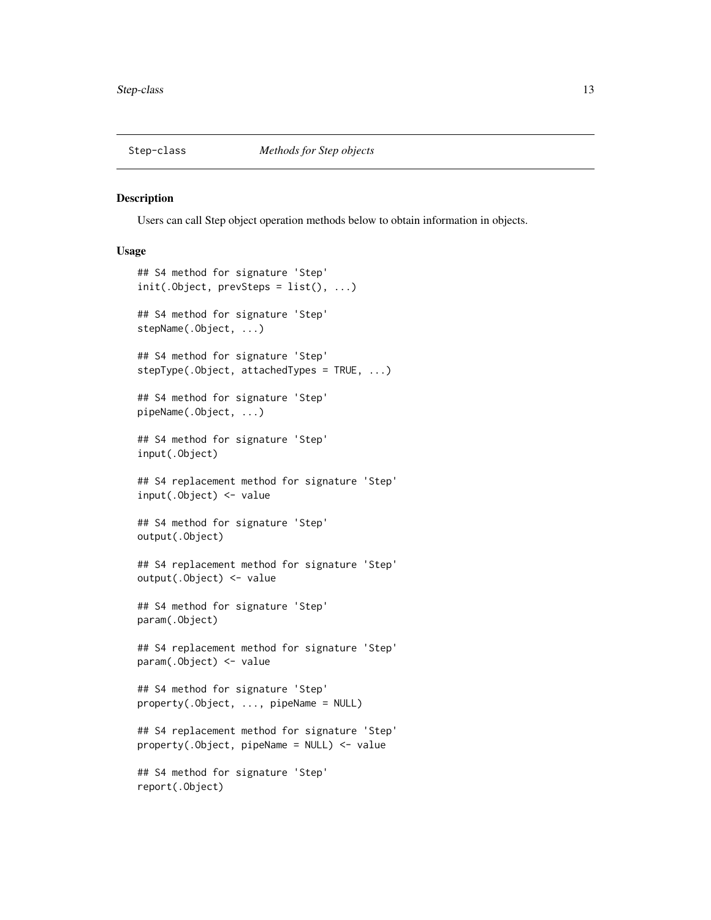Step-class *Methods for Step objects*

## Description

Users can call Step object operation methods below to obtain information in objects.

## Usage

```
## S4 method for signature 'Step'
init(.Object, prevSteps = list(), ...)

## S4 method for signature 'Step'
stepName(.Object, ...)

## S4 method for signature 'Step'
stepType(.Object, attachedTypes = TRUE, ...)

## S4 method for signature 'Step'
pipeName(.Object, ...)

## S4 method for signature 'Step'
input(.Object)

## S4 replacement method for signature 'Step'
input(.Object) <- value

## S4 method for signature 'Step'
output(.Object)

## S4 replacement method for signature 'Step'
output(.Object) <- value

## S4 method for signature 'Step'
param(.Object)

## S4 replacement method for signature 'Step'
param(.Object) <- value

## S4 method for signature 'Step'
property(.Object, ..., pipeName = NULL)

## S4 replacement method for signature 'Step'
property(.Object, pipeName = NULL) <- value

## S4 method for signature 'Step'
report(.Object)
```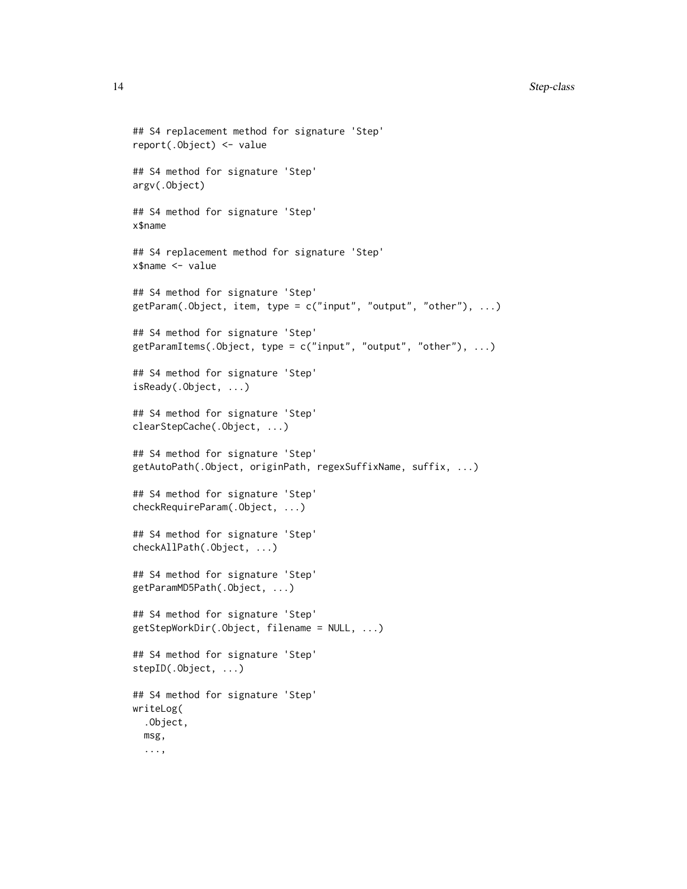```
## S4 replacement method for signature 'Step'
report(.Object) <- value

## S4 method for signature 'Step'
argv(.Object)

## S4 method for signature 'Step'
x$name

## S4 replacement method for signature 'Step'
x$name <- value

## S4 method for signature 'Step'
getParam(.Object, item, type = c("input", "output", "other"), ...)

## S4 method for signature 'Step'
getParamItems(.Object, type = c("input", "output", "other"), ...)

## S4 method for signature 'Step'
isReady(.Object, ...)

## S4 method for signature 'Step'
clearStepCache(.Object, ...)

## S4 method for signature 'Step'
getAutoPath(.Object, originPath, regexSuffixName, suffix, ...)

## S4 method for signature 'Step'
checkRequireParam(.Object, ...)

## S4 method for signature 'Step'
checkAllPath(.Object, ...)

## S4 method for signature 'Step'
getParamMD5Path(.Object, ...)

## S4 method for signature 'Step'
getStepWorkDir(.Object, filename = NULL, ...)

## S4 method for signature 'Step'
stepID(.Object, ...)

## S4 method for signature 'Step'
writeLog(
  .Object,
  msg,
  ...,
```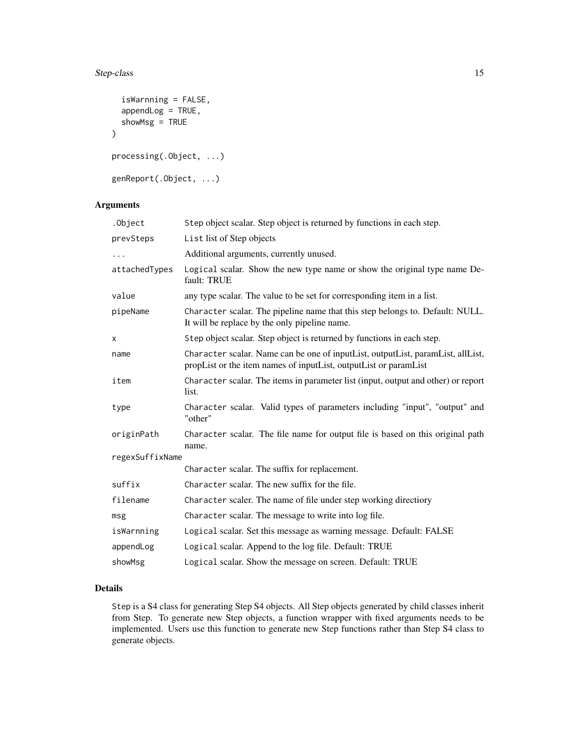```
  isWarnning = FALSE,
  appendLog = TRUE,
  showMsg = TRUE
)

processing(.Object, ...)

genReport(.Object, ...)
```

## Arguments

| | |
|---|---|
| .Object | Step object scalar. Step object is returned by functions in each step. |
| prevSteps | List list of Step objects |
| ... | Additional arguments, currently unused. |
| attachedTypes | Logical scalar. Show the new type name or show the original type name Default: TRUE |
| value | any type scalar. The value to be set for corresponding item in a list. |
| pipeName | Character scalar. The pipeline name that this step belongs to. Default: NULL. It will be replace by the only pipeline name. |
| x | Step object scalar. Step object is returned by functions in each step. |
| name | Character scalar. Name can be one of inputList, outputList, paramList, allList, propList or the item names of inputList, outputList or paramList |
| item | Character scalar. The items in parameter list (input, output and other) or report list. |
| type | Character scalar. Valid types of parameters including "input", "output" and "other" |
| originPath | Character scalar. The file name for output file is based on this original path name. |
| regexSuffixName | Character scalar. The suffix for replacement. |
| suffix | Character scalar. The new suffix for the file. |
| filename | Character scaler. The name of file under step working directiory |
| msg | Character scalar. The message to write into log file. |
| isWarnning | Logical scalar. Set this message as warning message. Default: FALSE |
| appendLog | Logical scalar. Append to the log file. Default: TRUE |
| showMsg | Logical scalar. Show the message on screen. Default: TRUE |

## Details

Step is a S4 class for generating Step S4 objects. All Step objects generated by child classes inherit from Step. To generate new Step objects, a function wrapper with fixed arguments needs to be implemented. Users use this function to generate new Step functions rather than Step S4 class to generate objects.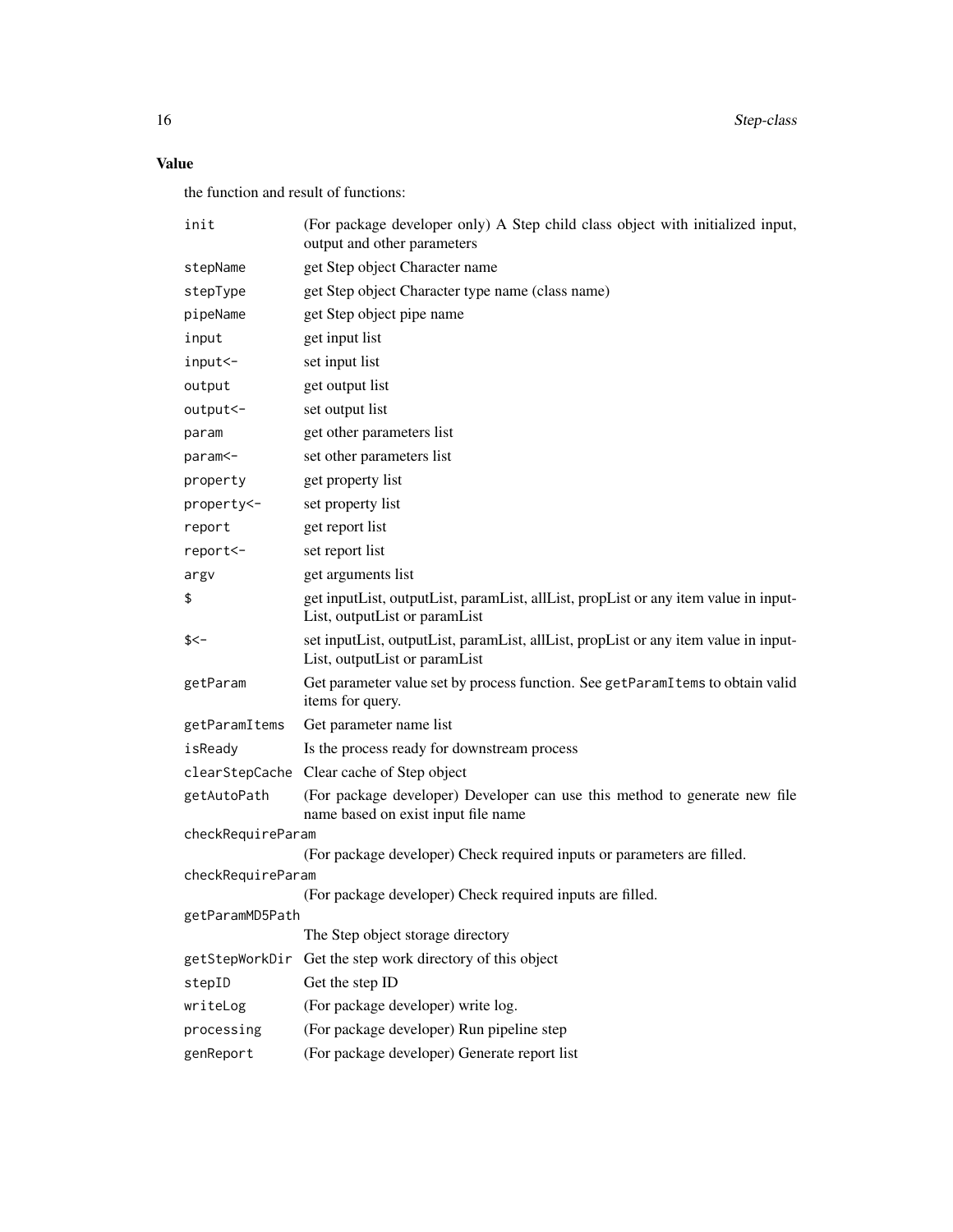## Value

the function and result of functions:

| | |
|---|---|
| `init` | (For package developer only) A Step child class object with initialized input, output and other parameters |
| `stepName` | get Step object Character name |
| `stepType` | get Step object Character type name (class name) |
| `pipeName` | get Step object pipe name |
| `input` | get input list |
| `input<-` | set input list |
| `output` | get output list |
| `output<-` | set output list |
| `param` | get other parameters list |
| `param<-` | set other parameters list |
| `property` | get property list |
| `property<-` | set property list |
| `report` | get report list |
| `report<-` | set report list |
| `argv` | get arguments list |
| `$` | get inputList, outputList, paramList, allList, propList or any item value in inputList, outputList or paramList |
| `$<-` | set inputList, outputList, paramList, allList, propList or any item value in inputList, outputList or paramList |
| `getParam` | Get parameter value set by process function. See `getParamItems` to obtain valid items for query. |
| `getParamItems` | Get parameter name list |
| `isReady` | Is the process ready for downstream process |
| `clearStepCache` | Clear cache of Step object |
| `getAutoPath` | (For package developer) Developer can use this method to generate new file name based on exist input file name |
| `checkRequireParam` | (For package developer) Check required inputs or parameters are filled. |
| `checkRequireParam` | (For package developer) Check required inputs are filled. |
| `getParamMD5Path` | The Step object storage directory |
| `getStepWorkDir` | Get the step work directory of this object |
| `stepID` | Get the step ID |
| `writeLog` | (For package developer) write log. |
| `processing` | (For package developer) Run pipeline step |
| `genReport` | (For package developer) Generate report list |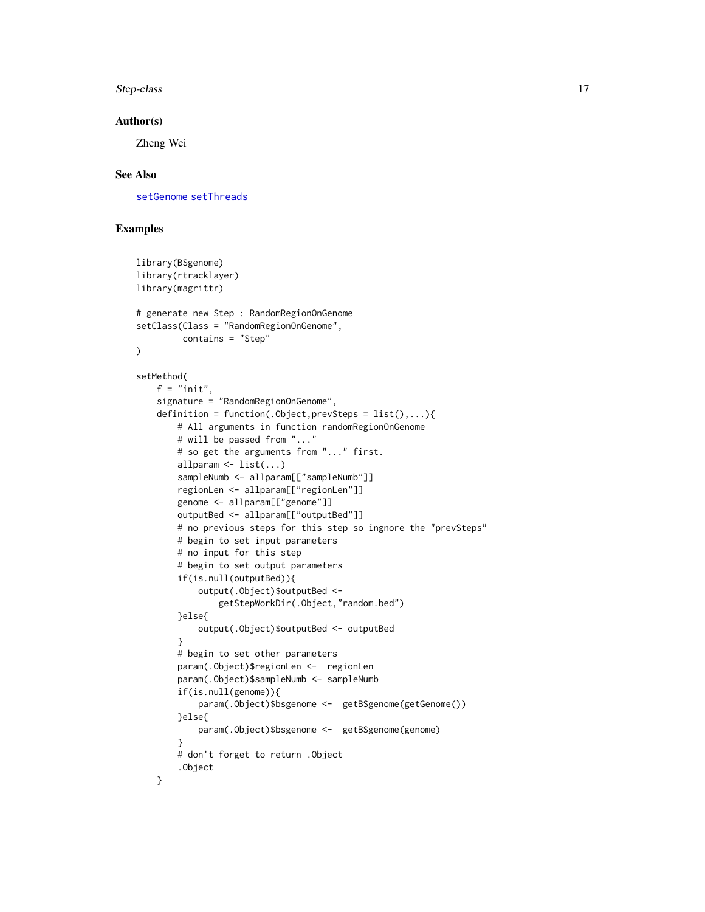## Author(s)

Zheng Wei

## See Also

setGenome setThreads

## Examples

```
library(BSgenome)
library(rtracklayer)
library(magrittr)

# generate new Step : RandomRegionOnGenome
setClass(Class = "RandomRegionOnGenome",
         contains = "Step"
)

setMethod(
    f = "init",
    signature = "RandomRegionOnGenome",
    definition = function(.Object,prevSteps = list(),...){
        # All arguments in function randomRegionOnGenome
        # will be passed from "..."
        # so get the arguments from "..." first.
        allparam <- list(...)
        sampleNumb <- allparam[["sampleNumb"]]
        regionLen <- allparam[["regionLen"]]
        genome <- allparam[["genome"]]
        outputBed <- allparam[["outputBed"]]
        # no previous steps for this step so ingnore the "prevSteps"
        # begin to set input parameters
        # no input for this step
        # begin to set output parameters
        if(is.null(outputBed)){
            output(.Object)$outputBed <-
                getStepWorkDir(.Object,"random.bed")
        }else{
            output(.Object)$outputBed <- outputBed
        }
        # begin to set other parameters
        param(.Object)$regionLen <-  regionLen
        param(.Object)$sampleNumb <- sampleNumb
        if(is.null(genome)){
            param(.Object)$bsgenome <-  getBSgenome(getGenome())
        }else{
            param(.Object)$bsgenome <-  getBSgenome(genome)
        }
        # don't forget to return .Object
        .Object
    }
```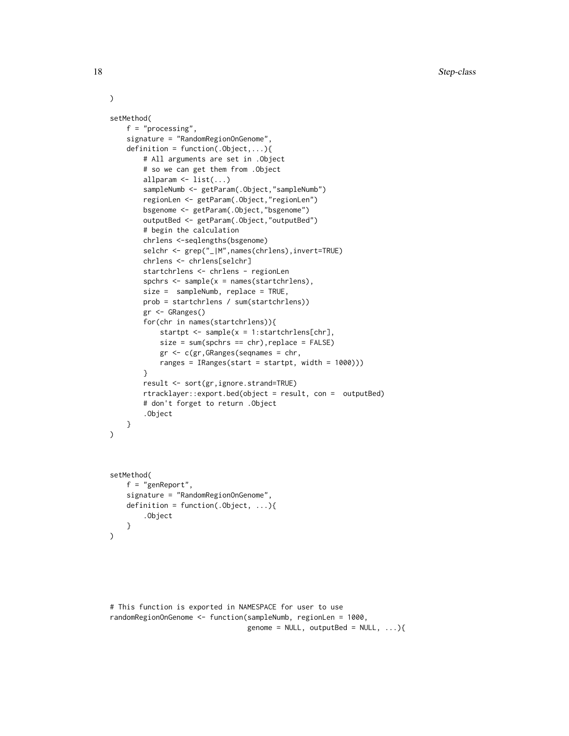```
)

setMethod(
    f = "processing",
    signature = "RandomRegionOnGenome",
    definition = function(.Object,...){
        # All arguments are set in .Object
        # so we can get them from .Object
        allparam <- list(...)
        sampleNumb <- getParam(.Object,"sampleNumb")
        regionLen <- getParam(.Object,"regionLen")
        bsgenome <- getParam(.Object,"bsgenome")
        outputBed <- getParam(.Object,"outputBed")
        # begin the calculation
        chrlens <-seqlengths(bsgenome)
        selchr <- grep("_|M",names(chrlens),invert=TRUE)
        chrlens <- chrlens[selchr]
        startchrlens <- chrlens - regionLen
        spchrs <- sample(x = names(startchrlens),
        size =  sampleNumb, replace = TRUE,
        prob = startchrlens / sum(startchrlens))
        gr <- GRanges()
        for(chr in names(startchrlens)){
            startpt <- sample(x = 1:startchrlens[chr],
            size = sum(spchrs == chr),replace = FALSE)
            gr <- c(gr,GRanges(seqnames = chr,
            ranges = IRanges(start = startpt, width = 1000)))
        }
        result <- sort(gr,ignore.strand=TRUE)
        rtracklayer::export.bed(object = result, con =  outputBed)
        # don't forget to return .Object
        .Object
    }
)



setMethod(
    f = "genReport",
    signature = "RandomRegionOnGenome",
    definition = function(.Object, ...){
        .Object
    }
)





# This function is exported in NAMESPACE for user to use
randomRegionOnGenome <- function(sampleNumb, regionLen = 1000,
                                 genome = NULL, outputBed = NULL, ...){
```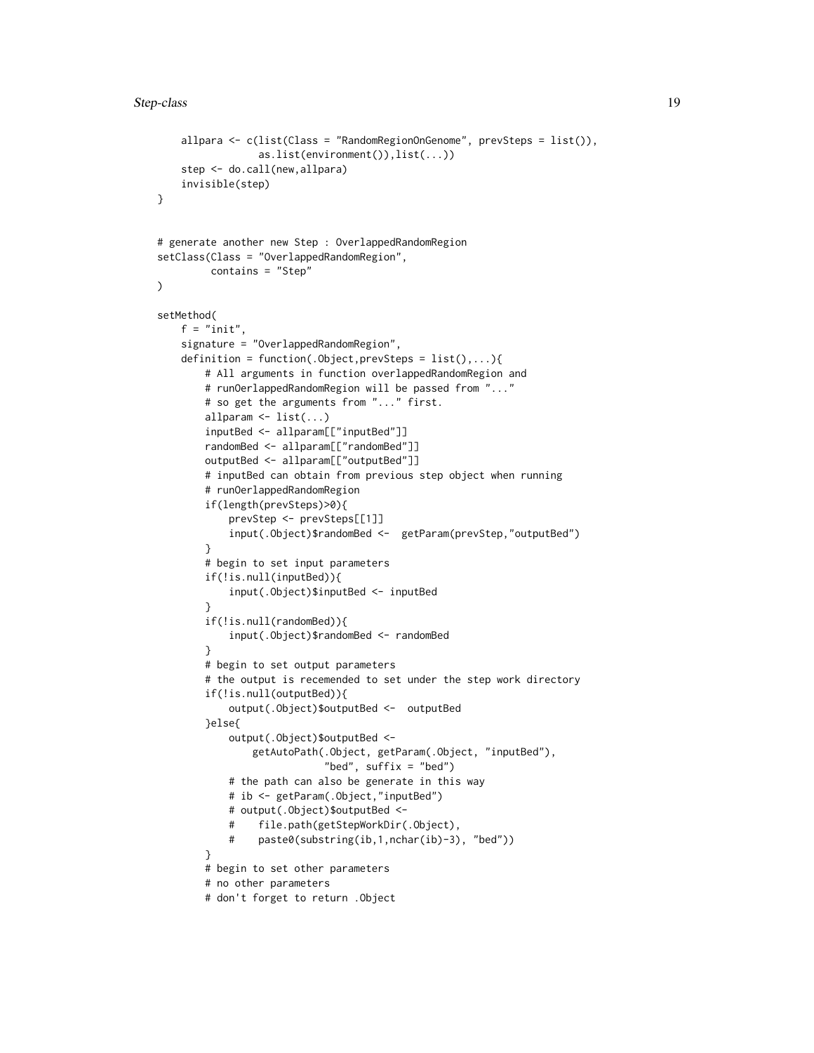```
    allpara <- c(list(Class = "RandomRegionOnGenome", prevSteps = list()),
                 as.list(environment()),list(...))
    step <- do.call(new,allpara)
    invisible(step)
}


# generate another new Step : OverlappedRandomRegion
setClass(Class = "OverlappedRandomRegion",
         contains = "Step"
)

setMethod(
    f = "init",
    signature = "OverlappedRandomRegion",
    definition = function(.Object,prevSteps = list(),...){
        # All arguments in function overlappedRandomRegion and
        # runOerlappedRandomRegion will be passed from "..."
        # so get the arguments from "..." first.
        allparam <- list(...)
        inputBed <- allparam[["inputBed"]]
        randomBed <- allparam[["randomBed"]]
        outputBed <- allparam[["outputBed"]]
        # inputBed can obtain from previous step object when running
        # runOerlappedRandomRegion
        if(length(prevSteps)>0){
            prevStep <- prevSteps[[1]]
            input(.Object)$randomBed <-  getParam(prevStep,"outputBed")
        }
        # begin to set input parameters
        if(!is.null(inputBed)){
            input(.Object)$inputBed <- inputBed
        }
        if(!is.null(randomBed)){
            input(.Object)$randomBed <- randomBed
        }
        # begin to set output parameters
        # the output is recemended to set under the step work directory
        if(!is.null(outputBed)){
            output(.Object)$outputBed <-  outputBed
        }else{
            output(.Object)$outputBed <-
                getAutoPath(.Object, getParam(.Object, "inputBed"),
                            "bed", suffix = "bed")
            # the path can also be generate in this way
            # ib <- getParam(.Object,"inputBed")
            # output(.Object)$outputBed <-
            #    file.path(getStepWorkDir(.Object),
            #    paste0(substring(ib,1,nchar(ib)-3), "bed"))
        }
        # begin to set other parameters
        # no other parameters
        # don't forget to return .Object
```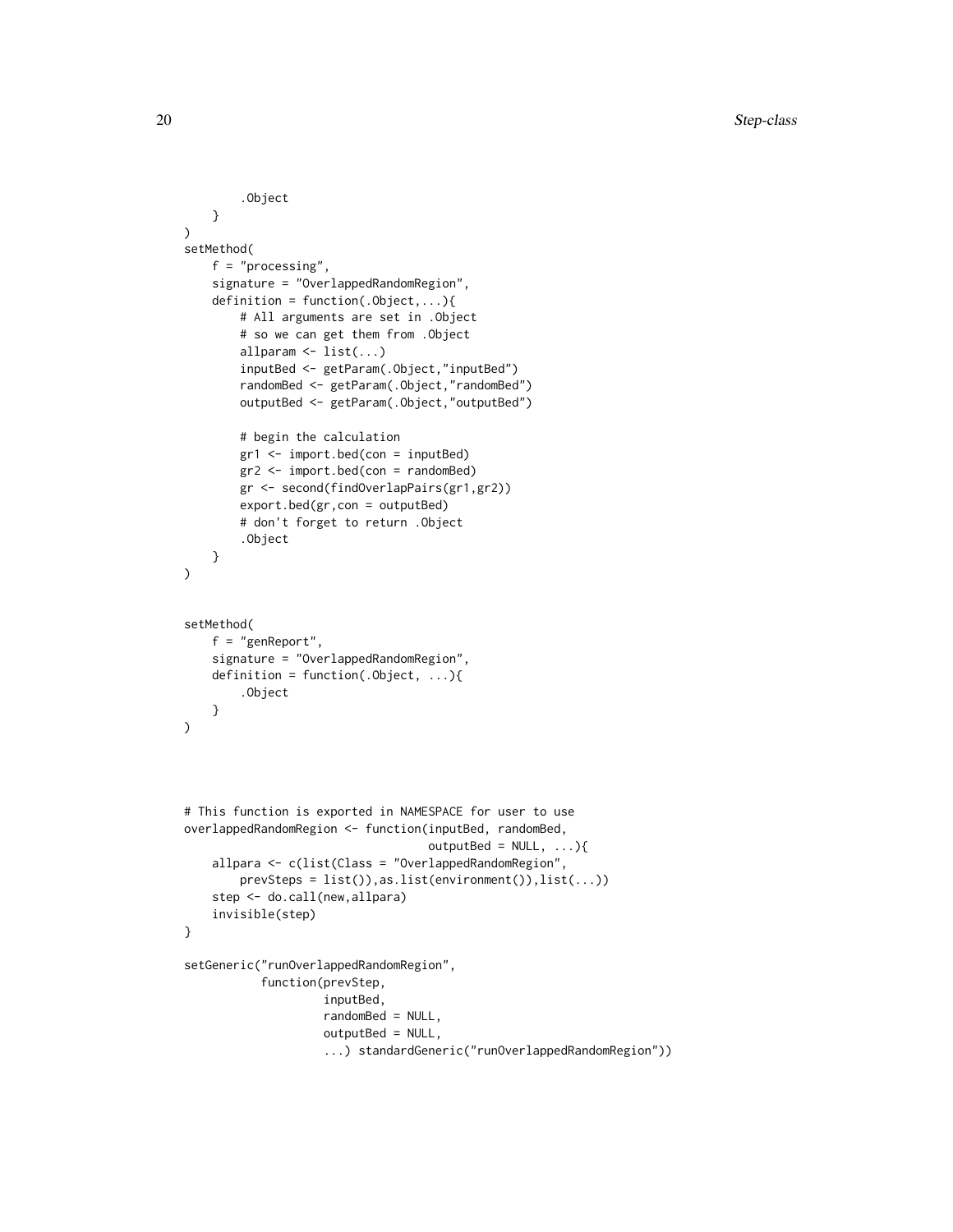```
        .Object
    }
)
setMethod(
    f = "processing",
    signature = "OverlappedRandomRegion",
    definition = function(.Object,...){
        # All arguments are set in .Object
        # so we can get them from .Object
        allparam <- list(...)
        inputBed <- getParam(.Object,"inputBed")
        randomBed <- getParam(.Object,"randomBed")
        outputBed <- getParam(.Object,"outputBed")

        # begin the calculation
        gr1 <- import.bed(con = inputBed)
        gr2 <- import.bed(con = randomBed)
        gr <- second(findOverlapPairs(gr1,gr2))
        export.bed(gr,con = outputBed)
        # don't forget to return .Object
        .Object
    }
)


setMethod(
    f = "genReport",
    signature = "OverlappedRandomRegion",
    definition = function(.Object, ...){
        .Object
    }
)



# This function is exported in NAMESPACE for user to use
overlappedRandomRegion <- function(inputBed, randomBed,
                                   outputBed = NULL, ...){
    allpara <- c(list(Class = "OverlappedRandomRegion",
        prevSteps = list()),as.list(environment()),list(...))
    step <- do.call(new,allpara)
    invisible(step)
}

setGeneric("runOverlappedRandomRegion",
           function(prevStep,
                    inputBed,
                    randomBed = NULL,
                    outputBed = NULL,
                    ...) standardGeneric("runOverlappedRandomRegion"))
```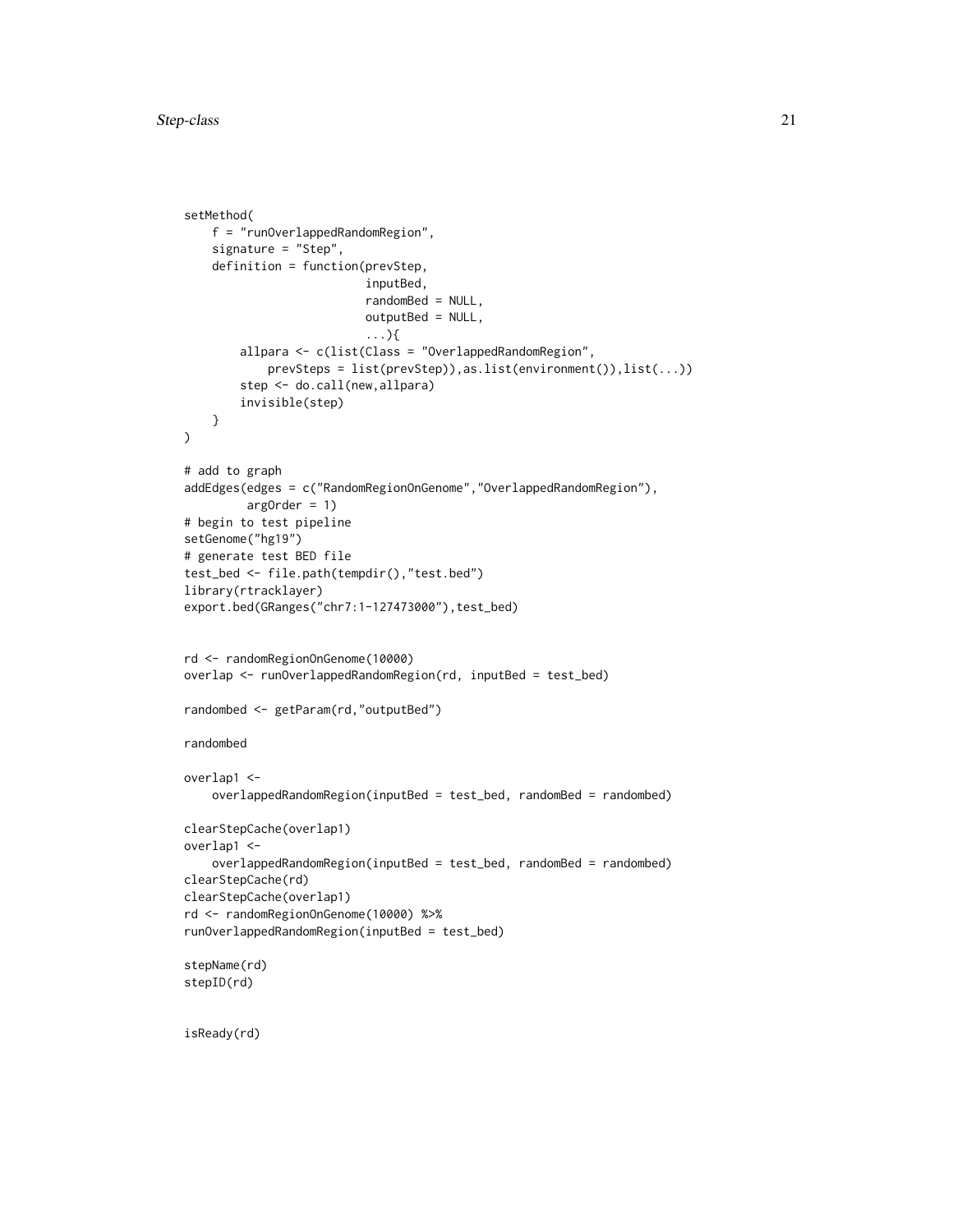```
setMethod(
    f = "runOverlappedRandomRegion",
    signature = "Step",
    definition = function(prevStep,
                          inputBed,
                          randomBed = NULL,
                          outputBed = NULL,
                          ...){
        allpara <- c(list(Class = "OverlappedRandomRegion",
            prevSteps = list(prevStep)),as.list(environment()),list(...))
        step <- do.call(new,allpara)
        invisible(step)
    }
)

# add to graph
addEdges(edges = c("RandomRegionOnGenome","OverlappedRandomRegion"),
         argOrder = 1)
# begin to test pipeline
setGenome("hg19")
# generate test BED file
test_bed <- file.path(tempdir(),"test.bed")
library(rtracklayer)
export.bed(GRanges("chr7:1-127473000"),test_bed)


rd <- randomRegionOnGenome(10000)
overlap <- runOverlappedRandomRegion(rd, inputBed = test_bed)

randombed <- getParam(rd,"outputBed")

randombed

overlap1 <-
    overlappedRandomRegion(inputBed = test_bed, randomBed = randombed)

clearStepCache(overlap1)
overlap1 <-
    overlappedRandomRegion(inputBed = test_bed, randomBed = randombed)
clearStepCache(rd)
clearStepCache(overlap1)
rd <- randomRegionOnGenome(10000) %>%
runOverlappedRandomRegion(inputBed = test_bed)

stepName(rd)
stepID(rd)


isReady(rd)
```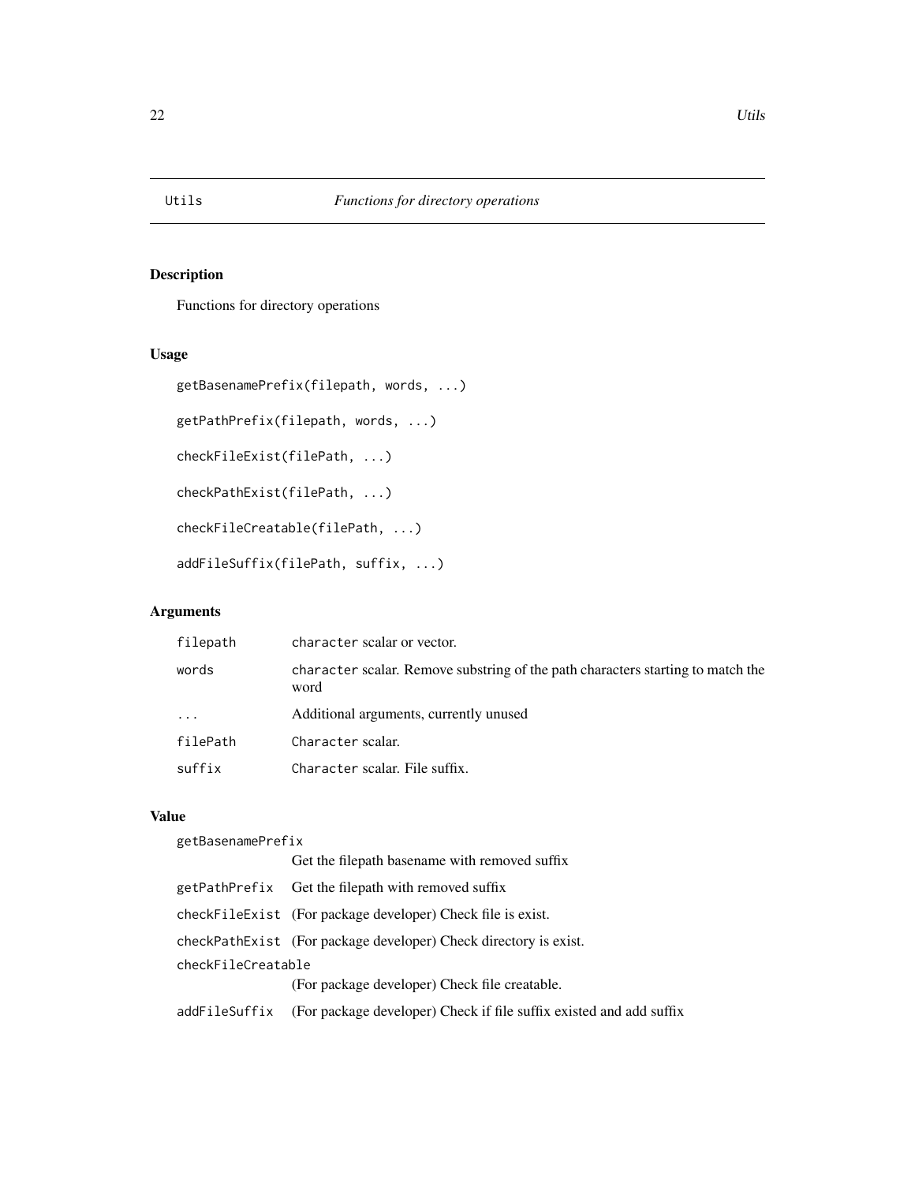Utils *Functions for directory operations*

## Description

Functions for directory operations

## Usage

```
getBasenamePrefix(filepath, words, ...)

getPathPrefix(filepath, words, ...)

checkFileExist(filePath, ...)

checkPathExist(filePath, ...)

checkFileCreatable(filePath, ...)

addFileSuffix(filePath, suffix, ...)
```

## Arguments

| | |
|---|---|
| filepath | character scalar or vector. |
| words | character scalar. Remove substring of the path characters starting to match the word |
| ... | Additional arguments, currently unused |
| filePath | Character scalar. |
| suffix | Character scalar. File suffix. |

## Value

| | |
|---|---|
| getBasenamePrefix | Get the filepath basename with removed suffix |
| getPathPrefix | Get the filepath with removed suffix |
| checkFileExist | (For package developer) Check file is exist. |
| checkPathExist | (For package developer) Check directory is exist. |
| checkFileCreatable | (For package developer) Check file creatable. |
| addFileSuffix | (For package developer) Check if file suffix existed and add suffix |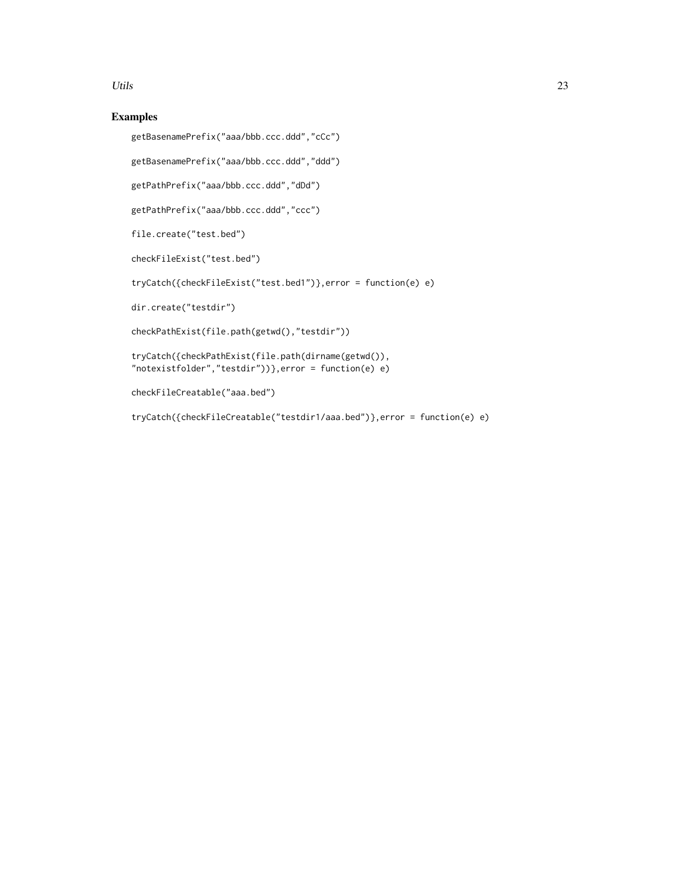## Examples

```
getBasenamePrefix("aaa/bbb.ccc.ddd","cCc")

getBasenamePrefix("aaa/bbb.ccc.ddd","ddd")

getPathPrefix("aaa/bbb.ccc.ddd","dDd")

getPathPrefix("aaa/bbb.ccc.ddd","ccc")

file.create("test.bed")

checkFileExist("test.bed")

tryCatch({checkFileExist("test.bed1")},error = function(e) e)

dir.create("testdir")

checkPathExist(file.path(getwd(),"testdir"))

tryCatch({checkPathExist(file.path(dirname(getwd()),
"notexistfolder","testdir"))},error = function(e) e)

checkFileCreatable("aaa.bed")

tryCatch({checkFileCreatable("testdir1/aaa.bed")},error = function(e) e)
```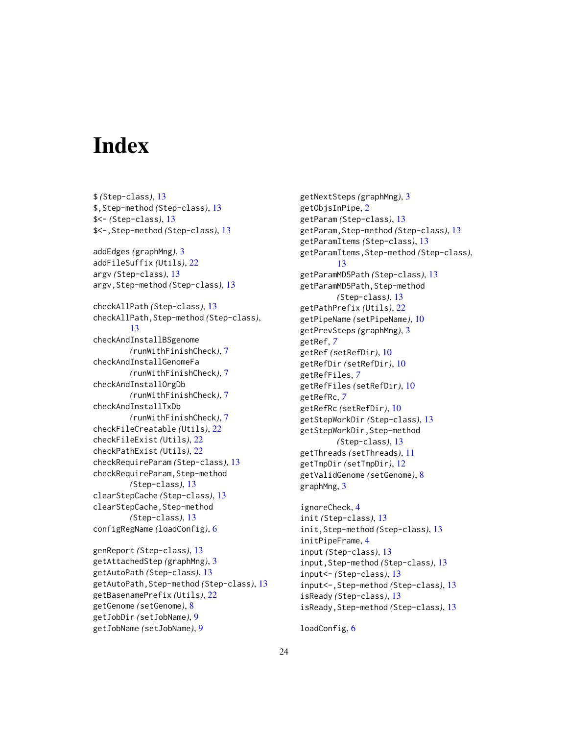# Index

$ (Step-class), 13
$,Step-method (Step-class), 13
$<- (Step-class), 13
$<-,Step-method (Step-class), 13

addEdges (graphMng), 3
addFileSuffix (Utils), 22
argv (Step-class), 13
argv,Step-method (Step-class), 13

checkAllPath (Step-class), 13
checkAllPath,Step-method (Step-class), 13
checkAndInstallBSgenome (runWithFinishCheck), 7
checkAndInstallGenomeFa (runWithFinishCheck), 7
checkAndInstallOrgDb (runWithFinishCheck), 7
checkAndInstallTxDb (runWithFinishCheck), 7
checkFileCreatable (Utils), 22
checkFileExist (Utils), 22
checkPathExist (Utils), 22
checkRequireParam (Step-class), 13
checkRequireParam,Step-method (Step-class), 13
clearStepCache (Step-class), 13
clearStepCache,Step-method (Step-class), 13
configRegName (loadConfig), 6

genReport (Step-class), 13
getAttachedStep (graphMng), 3
getAutoPath (Step-class), 13
getAutoPath,Step-method (Step-class), 13
getBasenamePrefix (Utils), 22
getGenome (setGenome), 8
getJobDir (setJobName), 9
getJobName (setJobName), 9
getNextSteps (graphMng), 3
getObjsInPipe, 2
getParam (Step-class), 13
getParam,Step-method (Step-class), 13
getParamItems (Step-class), 13
getParamItems,Step-method (Step-class), 13
getParamMD5Path (Step-class), 13
getParamMD5Path,Step-method (Step-class), 13
getPathPrefix (Utils), 22
getPipeName (setPipeName), 10
getPrevSteps (graphMng), 3
getRef, *7*
getRef (setRefDir), 10
getRefDir (setRefDir), 10
getRefFiles, *7*
getRefFiles (setRefDir), 10
getRefRc, *7*
getRefRc (setRefDir), 10
getStepWorkDir (Step-class), 13
getStepWorkDir,Step-method (Step-class), 13
getThreads (setThreads), 11
getTmpDir (setTmpDir), 12
getValidGenome (setGenome), 8
graphMng, 3

ignoreCheck, 4
init (Step-class), 13
init,Step-method (Step-class), 13
initPipeFrame, 4
input (Step-class), 13
input,Step-method (Step-class), 13
input<- (Step-class), 13
input<-,Step-method (Step-class), 13
isReady (Step-class), 13
isReady,Step-method (Step-class), 13

loadConfig, 6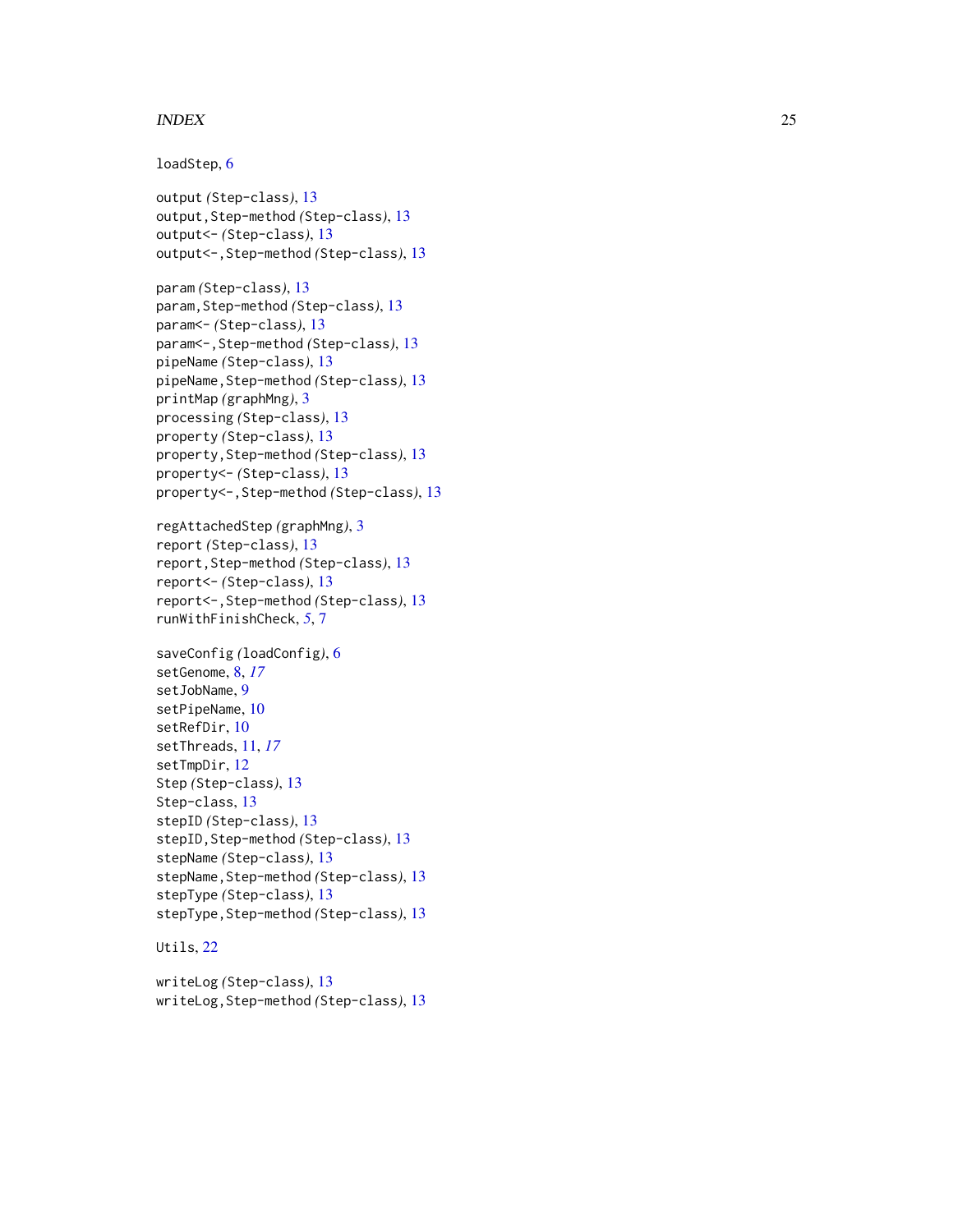loadStep, 6

output *(Step-class)*, 13
output,Step-method *(Step-class)*, 13
output<- *(Step-class)*, 13
output<-,Step-method *(Step-class)*, 13

param *(Step-class)*, 13
param,Step-method *(Step-class)*, 13
param<- *(Step-class)*, 13
param<-,Step-method *(Step-class)*, 13
pipeName *(Step-class)*, 13
pipeName,Step-method *(Step-class)*, 13
printMap *(graphMng)*, 3
processing *(Step-class)*, 13
property *(Step-class)*, 13
property,Step-method *(Step-class)*, 13
property<- *(Step-class)*, 13
property<-,Step-method *(Step-class)*, 13

regAttachedStep *(graphMng)*, 3
report *(Step-class)*, 13
report,Step-method *(Step-class)*, 13
report<- *(Step-class)*, 13
report<-,Step-method *(Step-class)*, 13
runWithFinishCheck, *5*, 7

saveConfig *(loadConfig)*, 6
setGenome, 8, *17*
setJobName, 9
setPipeName, 10
setRefDir, 10
setThreads, 11, *17*
setTmpDir, 12
Step *(Step-class)*, 13
Step-class, 13
stepID *(Step-class)*, 13
stepID,Step-method *(Step-class)*, 13
stepName *(Step-class)*, 13
stepName,Step-method *(Step-class)*, 13
stepType *(Step-class)*, 13
stepType,Step-method *(Step-class)*, 13

Utils, 22

writeLog *(Step-class)*, 13
writeLog,Step-method *(Step-class)*, 13